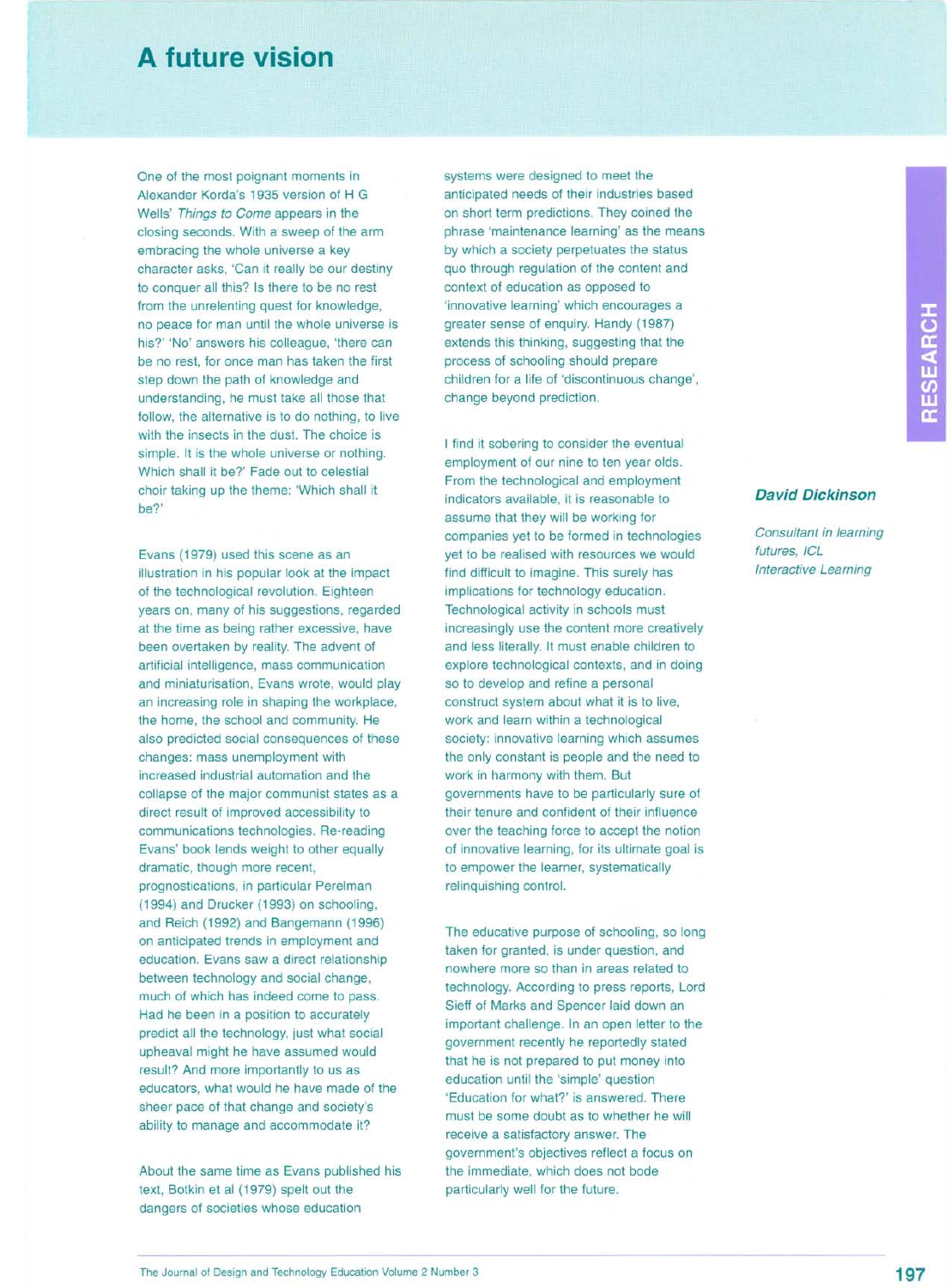# A future vision

**_David Dickinson_**

_Consultant in learning futures, ICL Interactive Learning_

One of the most poignant moments in Alexander Korda's 1935 version of H G Wells' _Things to Come_ appears in the closing seconds. With a sweep of the arm embracing the whole universe a key character asks, 'Can it really be our destiny to conquer all this? Is there to be no rest from the unrelenting quest for knowledge, no peace for man until the whole universe is his?' 'No' answers his colleague, 'there can be no rest, for once man has taken the first step down the path of knowledge and understanding, he must take all those that follow, the alternative is to do nothing, to live with the insects in the dust. The choice is simple. It is the whole universe or nothing. Which shall it be?' Fade out to celestial choir taking up the theme: 'Which shall it be?'

Evans (1979) used this scene as an illustration in his popular look at the impact of the technological revolution. Eighteen years on, many of his suggestions, regarded at the time as being rather excessive, have been overtaken by reality. The advent of artificial intelligence, mass communication and miniaturisation, Evans wrote, would play an increasing role in shaping the workplace, the home, the school and community. He also predicted social consequences of these changes: mass unemployment with increased industrial automation and the collapse of the major communist states as a direct result of improved accessibility to communications technologies. Re-reading Evans' book lends weight to other equally dramatic, though more recent, prognostications, in particular Perelman (1994) and Drucker (1993) on schooling, and Reich (1992) and Bangemann (1996) on anticipated trends in employment and education. Evans saw a direct relationship between technology and social change, much of which has indeed come to pass. Had he been in a position to accurately predict all the technology, just what social upheaval might he have assumed would result? And more importantly to us as educators, what would he have made of the sheer pace of that change and society's ability to manage and accommodate it?

About the same time as Evans published his text, Botkin et al (1979) spelt out the dangers of societies whose education systems were designed to meet the anticipated needs of their industries based on short term predictions. They coined the phrase 'maintenance learning' as the means by which a society perpetuates the status quo through regulation of the content and context of education as opposed to 'innovative learning' which encourages a greater sense of enquiry. Handy (1987) extends this thinking, suggesting that the process of schooling should prepare children for a life of 'discontinuous change', change beyond prediction.

I find it sobering to consider the eventual employment of our nine to ten year olds. From the technological and employment indicators available, it is reasonable to assume that they will be working for companies yet to be formed in technologies yet to be realised with resources we would find difficult to imagine. This surely has implications for technology education. Technological activity in schools must increasingly use the content more creatively and less literally. It must enable children to explore technological contexts, and in doing so to develop and refine a personal construct system about what it is to live, work and learn within a technological society: innovative learning which assumes the only constant is people and the need to work in harmony with them. But governments have to be particularly sure of their tenure and confident of their influence over the teaching force to accept the notion of innovative learning, for its ultimate goal is to empower the learner, systematically relinquishing control.

The educative purpose of schooling, so long taken for granted, is under question, and nowhere more so than in areas related to technology. According to press reports, Lord Sieff of Marks and Spencer laid down an important challenge. In an open letter to the government recently he reportedly stated that he is not prepared to put money into education until the 'simple' question 'Education for what?' is answered. There must be some doubt as to whether he will receive a satisfactory answer. The government's objectives reflect a focus on the immediate, which does not bode particularly well for the future.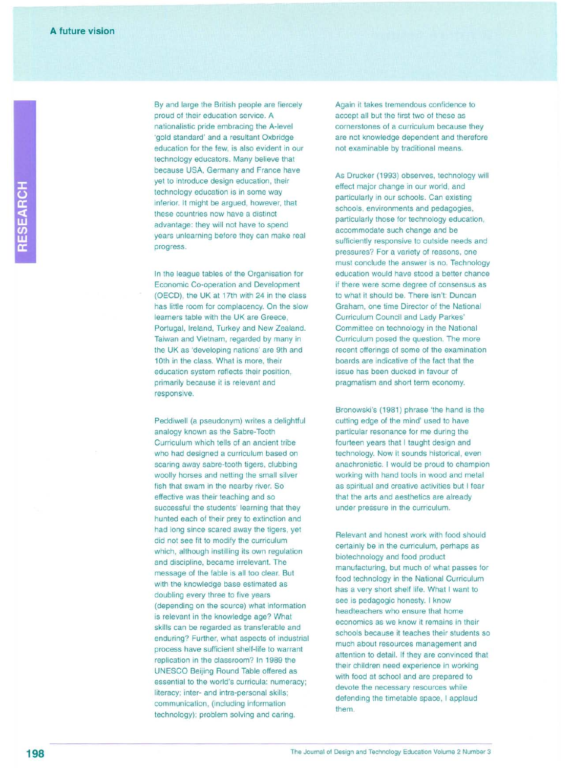By and large the British people are fiercely proud of their education service. A nationalistic pride embracing the A-level 'gold standard' and a resultant Oxbridge education for the few, is also evident in our technology educators. Many believe that because USA, Germany and France have yet to introduce design education, their technology education is in some way inferior. It might be argued, however, that these countries now have a distinct advantage: they will not have to spend years unlearning before they can make real progress.

In the league tables of the Organisation for Economic Co-operation and Development (OECD), the UK at 17th with 24 in the class has little room for complacency. On the slow learners table with the UK are Greece, Portugal, Ireland, Turkey and New Zealand. Taiwan and Vietnam, regarded by many in the UK as 'developing nations' are 9th and 10th in the class. What is more, their education system reflects their position, primarily because it is relevant and responsive.

Peddiwell (a pseudonym) writes a delightful analogy known as the Sabre-Tooth Curriculum which tells of an ancient tribe who had designed a curriculum based on scaring away sabre-tooth tigers, clubbing woolly horses and netting the small silver fish that swam in the nearby river. So effective was their teaching and so successful the students' learning that they hunted each of their prey to extinction and had long since scared away the tigers, yet did not see fit to modify the curriculum which, although instilling its own regulation and discipline, became irrelevant. The message of the fable is all too clear. But with the knowledge base estimated as doubling every three to five years (depending on the source) what information is relevant in the knowledge age? What skills can be regarded as transferable and enduring? Further, what aspects of industrial process have sufficient shelf-life to warrant replication in the classroom? In 1989 the UNESCO Beijing Round Table offered as essential to the world's curricula: numeracy; literacy; inter- and intra-personal skills; communication, (including information technology); problem solving and caring.

Again it takes tremendous confidence to accept all but the first two of these as cornerstones of a curriculum because they are not knowledge dependent and therefore not examinable by traditional means.

As Drucker (1993) observes, technology will effect major change in our world, and particularly in our schools. Can existing schools, environments and pedagogies, particularly those for technology education, accommodate such change and be sufficiently responsive to outside needs and pressures? For a variety of reasons, one must conclude the answer is no. Technology education would have stood a better chance if there were some degree of consensus as to what it should be. There isn't: Duncan Graham, one time Director of the National Curriculum Council and Lady Parkes' Committee on technology in the National Curriculum posed the question. The more recent offerings of some of the examination boards are indicative of the fact that the issue has been ducked in favour of pragmatism and short term economy.

Bronowski's (1981) phrase 'the hand is the cutting edge of the mind' used to have particular resonance for me during the fourteen years that I taught design and technology. Now it sounds historical, even anachronistic. I would be proud to champion working with hand tools in wood and metal as spiritual and creative activities but I fear that the arts and aesthetics are already under pressure in the curriculum.

Relevant and honest work with food should certainly be in the curriculum, perhaps as biotechnology and food product manufacturing, but much of what passes for food technology in the National Curriculum has a very short shelf life. What I want to see is pedagogic honesty. I know headteachers who ensure that home economics as we know it remains in their schools because it teaches their students so much about resources management and attention to detail. If they are convinced that their children need experience in working with food at school and are prepared to devote the necessary resources while defending the timetable space, I applaud them.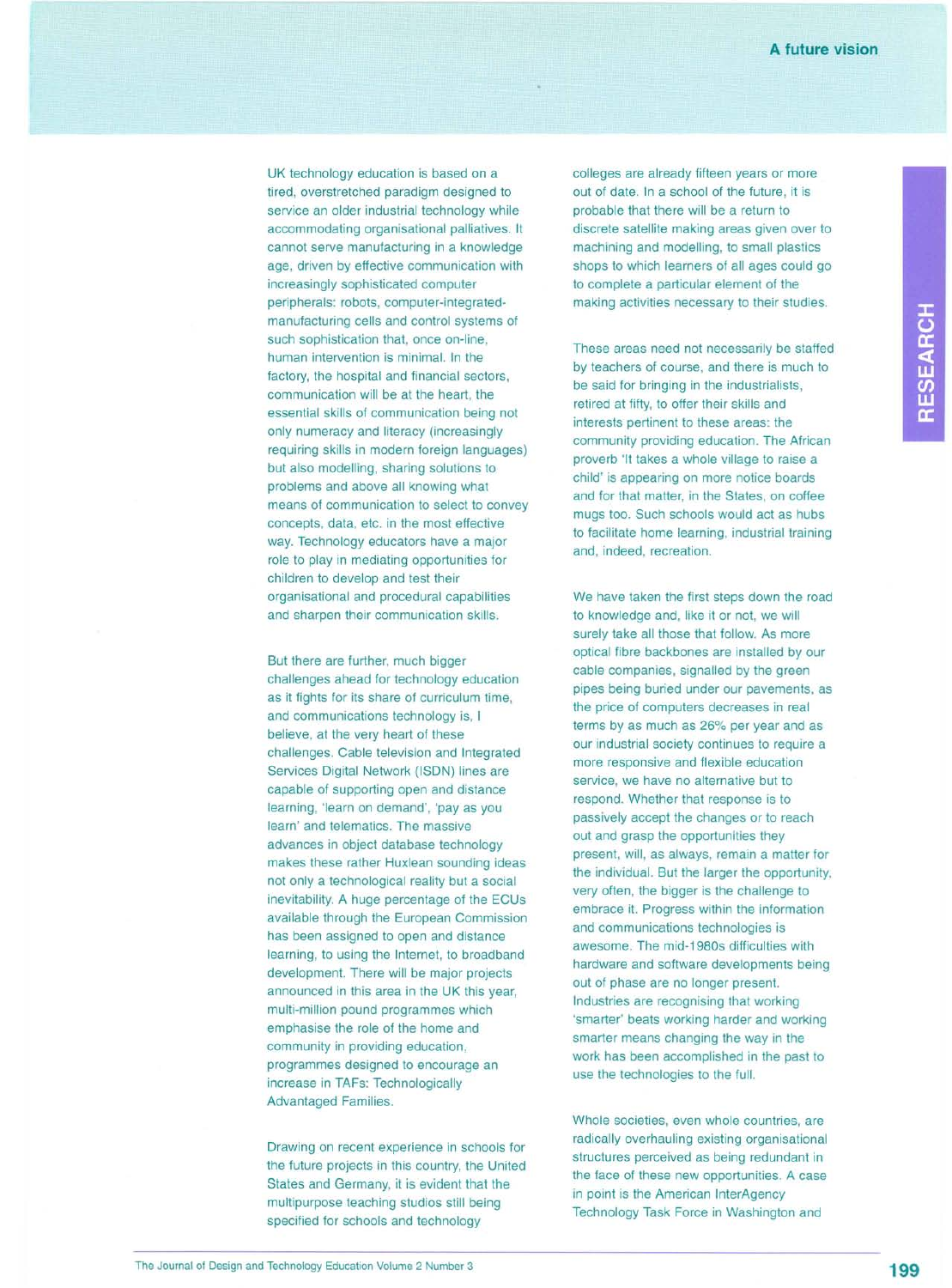UK technology education is based on a tired, overstretched paradigm designed to service an older industrial technology while accommodating organisational palliatives. It cannot serve manufacturing in a knowledge age, driven by effective communication with increasingly sophisticated computer peripherals: robots, computer-integrated-manufacturing cells and control systems of such sophistication that, once on-line, human intervention is minimal. In the factory, the hospital and financial sectors, communication will be at the heart, the essential skills of communication being not only numeracy and literacy (increasingly requiring skills in modern foreign languages) but also modelling, sharing solutions to problems and above all knowing what means of communication to select to convey concepts, data, etc. in the most effective way. Technology educators have a major role to play in mediating opportunities for children to develop and test their organisational and procedural capabilities and sharpen their communication skills.

But there are further, much bigger challenges ahead for technology education as it fights for its share of curriculum time, and communications technology is, I believe, at the very heart of these challenges. Cable television and Integrated Services Digital Network (ISDN) lines are capable of supporting open and distance learning, 'learn on demand', 'pay as you learn' and telematics. The massive advances in object database technology makes these rather Huxlean sounding ideas not only a technological reality but a social inevitability. A huge percentage of the ECUs available through the European Commission has been assigned to open and distance learning, to using the Internet, to broadband development. There will be major projects announced in this area in the UK this year, multi-million pound programmes which emphasise the role of the home and community in providing education, programmes designed to encourage an increase in TAFs: Technologically Advantaged Families.

Drawing on recent experience in schools for the future projects in this country, the United States and Germany, it is evident that the multipurpose teaching studios still being specified for schools and technology colleges are already fifteen years or more out of date. In a school of the future, it is probable that there will be a return to discrete satellite making areas given over to machining and modelling, to small plastics shops to which learners of all ages could go to complete a particular element of the making activities necessary to their studies.

These areas need not necessarily be staffed by teachers of course, and there is much to be said for bringing in the industrialists, retired at fifty, to offer their skills and interests pertinent to these areas: the community providing education. The African proverb 'It takes a whole village to raise a child' is appearing on more notice boards and for that matter, in the States, on coffee mugs too. Such schools would act as hubs to facilitate home learning, industrial training and, indeed, recreation.

We have taken the first steps down the road to knowledge and, like it or not, we will surely take all those that follow. As more optical fibre backbones are installed by our cable companies, signalled by the green pipes being buried under our pavements, as the price of computers decreases in real terms by as much as 26% per year and as our industrial society continues to require a more responsive and flexible education service, we have no alternative but to respond. Whether that response is to passively accept the changes or to reach out and grasp the opportunities they present, will, as always, remain a matter for the individual. But the larger the opportunity, very often, the bigger is the challenge to embrace it. Progress within the information and communications technologies is awesome. The mid-1980s difficulties with hardware and software developments being out of phase are no longer present. Industries are recognising that working 'smarter' beats working harder and working smarter means changing the way in the work has been accomplished in the past to use the technologies to the full.

Whole societies, even whole countries, are radically overhauling existing organisational structures perceived as being redundant in the face of these new opportunities. A case in point is the American InterAgency Technology Task Force in Washington and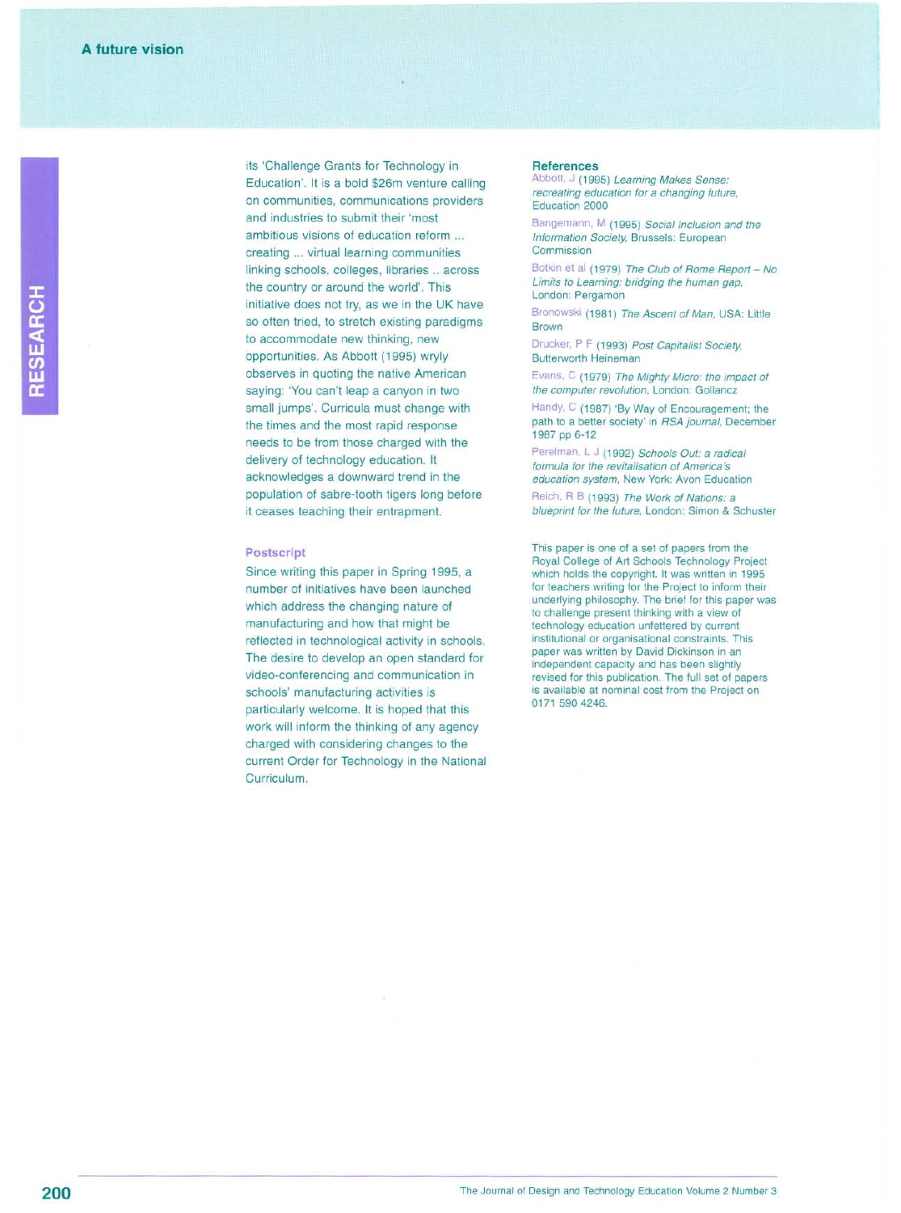its 'Challenge Grants for Technology in Education'. It is a bold $26m venture calling on communities, communications providers and industries to submit their 'most ambitious visions of education reform ... creating ... virtual learning communities linking schools, colleges, libraries .. across the country or around the world'. This initiative does not try, as we in the UK have so often tried, to stretch existing paradigms to accommodate new thinking, new opportunities. As Abbott (1995) wryly observes in quoting the native American saying: 'You can't leap a canyon in two small jumps'. Curricula must change with the times and the most rapid response needs to be from those charged with the delivery of technology education. It acknowledges a downward trend in the population of sabre-tooth tigers long before it ceases teaching their entrapment.

### Postscript

Since writing this paper in Spring 1995, a number of initiatives have been launched which address the changing nature of manufacturing and how that might be reflected in technological activity in schools. The desire to develop an open standard for video-conferencing and communication in schools' manufacturing activities is particularly welcome. It is hoped that this work will inform the thinking of any agency charged with considering changes to the current Order for Technology in the National Curriculum.

### References

Abbott, J (1995) *Learning Makes Sense: recreating education for a changing future*, Education 2000

Bangemann, M (1995) *Social Inclusion and the Information Society*, Brussels: European Commission

Botkin et al (1979) *The Club of Rome Report – No Limits to Learning: bridging the human gap*, London: Pergamon

Bronowski (1981) *The Ascent of Man*, USA: Little Brown

Drucker, P F (1993) *Post Capitalist Society*, Butterworth Heineman

Evans, C (1979) *The Mighty Micro: the impact of the computer revolution*, London: Gollancz

Handy, C (1987) 'By Way of Encouragement; the path to a better society' in *RSA journal*, December 1987 pp 6-12

Perelman, L J (1992) *Schools Out: a radical formula for the revitalisation of America's education system*, New York: Avon Education

Reich, R B (1993) *The Work of Nations: a blueprint for the future*, London: Simon & Schuster

This paper is one of a set of papers from the Royal College of Art Schools Technology Project which holds the copyright. It was written in 1995 for teachers writing for the Project to inform their underlying philosophy. The brief for this paper was to challenge present thinking with a view of technology education unfettered by current institutional or organisational constraints. This paper was written by David Dickinson in an independent capacity and has been slightly revised for this publication. The full set of papers is available at nominal cost from the Project on 0171 590 4246.